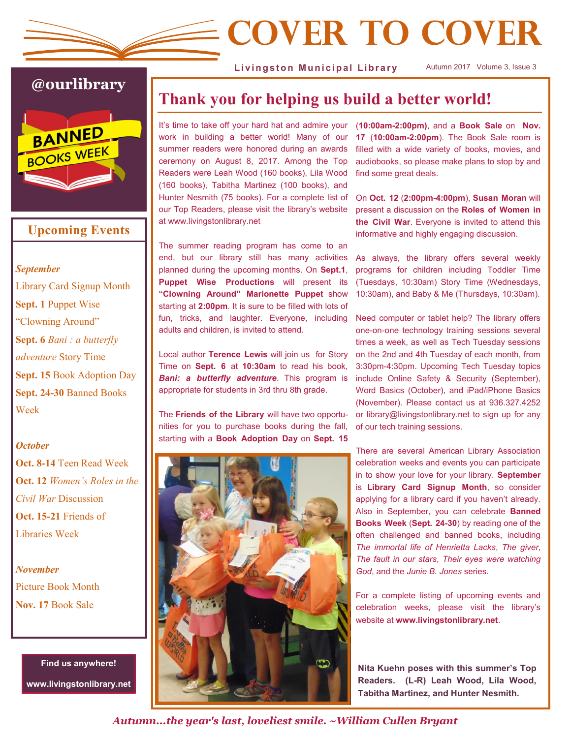# COVER TO COVER

**Livingston Municipal Library**

Autumn 2017 Volume 3, Issue 3

## @ourlibrary

BANNED BOOKS WEEK

## Upcoming Events

***September***

Library Card Signup Month

**Sept. 1** Puppet Wise "Clowning Around"

**Sept. 6** *Bani : a butterfly adventure* Story Time

**Sept. 15** Book Adoption Day

**Sept. 24-30** Banned Books Week

***October***

**Oct. 8-14** Teen Read Week

**Oct. 12** *Women's Roles in the Civil War* Discussion

**Oct. 15-21** Friends of Libraries Week

***November***

Picture Book Month

**Nov. 17** Book Sale

**Find us anywhere!**

**www.livingstonlibrary.net**

## Thank you for helping us build a better world!

It's time to take off your hard hat and admire your work in building a better world! Many of our summer readers were honored during an awards ceremony on August 8, 2017. Among the Top Readers were Leah Wood (160 books), Lila Wood (160 books), Tabitha Martinez (100 books), and Hunter Nesmith (75 books). For a complete list of our Top Readers, please visit the library's website at www.livingstonlibrary.net

The summer reading program has come to an end, but our library still has many activities planned during the upcoming months. On **Sept.1**, **Puppet Wise Productions** will present its **"Clowning Around" Marionette Puppet** show starting at **2:00pm**. It is sure to be filled with lots of fun, tricks, and laughter. Everyone, including adults and children, is invited to attend.

Local author **Terence Lewis** will join us for Story Time on **Sept. 6** at **10:30am** to read his book, ***Bani: a butterfly adventure***. This program is appropriate for students in 3rd thru 8th grade.

The **Friends of the Library** will have two opportunities for you to purchase books during the fall, starting with a **Book Adoption Day** on **Sept. 15** (**10:00am-2:00pm**), and a **Book Sale** on **Nov. 17** (**10:00am-2:00pm**). The Book Sale room is filled with a wide variety of books, movies, and audiobooks, so please make plans to stop by and find some great deals.

On **Oct. 12** (**2:00pm-4:00pm**), **Susan Moran** will present a discussion on the **Roles of Women in the Civil War**. Everyone is invited to attend this informative and highly engaging discussion.

As always, the library offers several weekly programs for children including Toddler Time (Tuesdays, 10:30am) Story Time (Wednesdays, 10:30am), and Baby & Me (Thursdays, 10:30am).

Need computer or tablet help? The library offers one-on-one technology training sessions several times a week, as well as Tech Tuesday sessions on the 2nd and 4th Tuesday of each month, from 3:30pm-4:30pm. Upcoming Tech Tuesday topics include Online Safety & Security (September), Word Basics (October), and iPad/iPhone Basics (November). Please contact us at 936.327.4252 or library@livingstonlibrary.net to sign up for any of our tech training sessions.

There are several American Library Association celebration weeks and events you can participate in to show your love for your library. **September** is **Library Card Signup Month**, so consider applying for a library card if you haven't already. Also in September, you can celebrate **Banned Books Week** (**Sept. 24-30**) by reading one of the often challenged and banned books, including *The immortal life of Henrietta Lacks*, *The giver*, *The fault in our stars*, *Their eyes were watching God*, and the *Junie B. Jones* series.

For a complete listing of upcoming events and celebration weeks, please visit the library's website at **www.livingstonlibrary.net**.

**Nita Kuehn poses with this summer's Top Readers. (L-R) Leah Wood, Lila Wood, Tabitha Martinez, and Hunter Nesmith.**

***Autumn...the year's last, loveliest smile. ~William Cullen Bryant***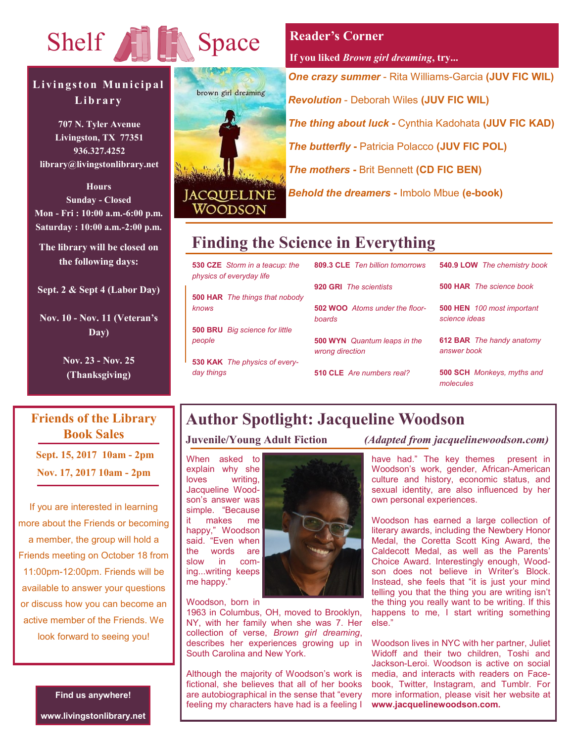# Shelf Space

## Livingston Municipal Library

**707 N. Tyler Avenue**
**Livingston, TX 77351**
**936.327.4252**
**library@livingstonlibrary.net**

**Hours**
**Sunday - Closed**
**Mon - Fri : 10:00 a.m.-6:00 p.m.**
**Saturday : 10:00 a.m.-2:00 p.m.**

**The library will be closed on the following days:**

**Sept. 2 & Sept 4 (Labor Day)**

**Nov. 10 - Nov. 11 (Veteran's Day)**

**Nov. 23 - Nov. 25 (Thanksgiving)**

## Friends of the Library Book Sales

**Sept. 15, 2017 10am - 2pm**
**Nov. 17, 2017 10am - 2pm**

If you are interested in learning more about the Friends or becoming a member, the group will hold a Friends meeting on October 18 from 11:00pm-12:00pm. Friends will be available to answer your questions or discuss how you can become an active member of the Friends. We look forward to seeing you!

**Find us anywhere!**
**www.livingstonlibrary.net**

## Reader's Corner

**If you liked *Brown girl dreaming*, try...**

***One crazy summer*** - Rita Williams-Garcia **(JUV FIC WIL)**

***Revolution*** - Deborah Wiles **(JUV FIC WIL)**

***The thing about luck*** **-** Cynthia Kadohata **(JUV FIC KAD)**

***The butterfly*** **-** Patricia Polacco **(JUV FIC POL)**

***The mothers*** **-** Brit Bennett **(CD FIC BEN)**

***Behold the dreamers*** **-** Imbolo Mbue **(e-book)**

## Finding the Science in Everything

**530 CZE** *Storm in a teacup: the physics of everyday life*

**500 HAR** *The things that nobody knows*

**500 BRU** *Big science for little people*

**530 KAK** *The physics of everyday things*

**809.3 CLE** *Ten billion tomorrows*

**920 GRI** *The scientists*

**502 WOO** *Atoms under the floorboards*

**500 WYN** *Quantum leaps in the wrong direction*

**510 CLE** *Are numbers real?*

**540.9 LOW** *The chemistry book*

**500 HAR** *The science book*

**500 HEN** *100 most important science ideas*

**612 BAR** *The handy anatomy answer book*

**500 SCH** *Monkeys, myths and molecules*

## Author Spotlight: Jacqueline Woodson

**Juvenile/Young Adult Fiction** ***(Adapted from jacquelinewoodson.com)***

When asked to explain why she loves writing, Jacqueline Woodson's answer was simple. "Because it makes me happy," Woodson said. "Even when the words are slow in coming...writing keeps me happy."

Woodson, born in 1963 in Columbus, OH, moved to Brooklyn, NY, with her family when she was 7. Her collection of verse, *Brown girl dreaming*, describes her experiences growing up in South Carolina and New York.

Although the majority of Woodson's work is fictional, she believes that all of her books are autobiographical in the sense that "every feeling my characters have had is a feeling I have had." The key themes present in Woodson's work, gender, African-American culture and history, economic status, and sexual identity, are also influenced by her own personal experiences.

Woodson has earned a large collection of literary awards, including the Newbery Honor Medal, the Coretta Scott King Award, the Caldecott Medal, as well as the Parents' Choice Award. Interestingly enough, Woodson does not believe in Writer's Block. Instead, she feels that "it is just your mind telling you that the thing you are writing isn't the thing you really want to be writing. If this happens to me, I start writing something else."

Woodson lives in NYC with her partner, Juliet Widoff and their two children, Toshi and Jackson-Leroi. Woodson is active on social media, and interacts with readers on Facebook, Twitter, Instagram, and Tumblr. For more information, please visit her website at **www.jacquelinewoodson.com.**